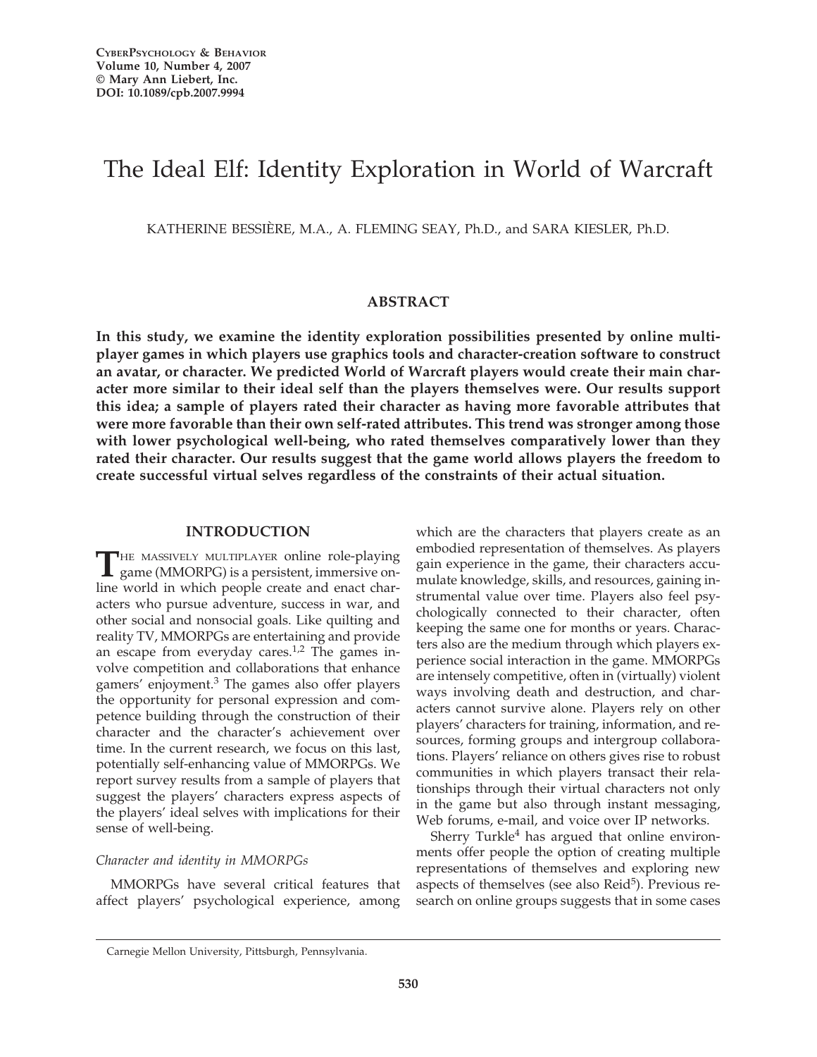# The Ideal Elf: Identity Exploration in World of Warcraft

KATHERINE BESSIÈRE, M.A., A. FLEMING SEAY, Ph.D., and SARA KIESLER, Ph.D.

## ABSTRACT

**In this study, we examine the identity exploration possibilities presented by online multiplayer games in which players use graphics tools and character-creation software to construct an avatar, or character. We predicted World of Warcraft players would create their main character more similar to their ideal self than the players themselves were. Our results support this idea; a sample of players rated their character as having more favorable attributes that were more favorable than their own self-rated attributes. This trend was stronger among those with lower psychological well-being, who rated themselves comparatively lower than they rated their character. Our results suggest that the game world allows players the freedom to create successful virtual selves regardless of the constraints of their actual situation.**

## INTRODUCTION

THE MASSIVELY MULTIPLAYER online role-playing game (MMORPG) is a persistent, immersive online world in which people create and enact characters who pursue adventure, success in war, and other social and nonsocial goals. Like quilting and reality TV, MMORPGs are entertaining and provide an escape from everyday cares.[1,2] The games involve competition and collaborations that enhance gamers' enjoyment.[3] The games also offer players the opportunity for personal expression and competence building through the construction of their character and the character's achievement over time. In the current research, we focus on this last, potentially self-enhancing value of MMORPGs. We report survey results from a sample of players that suggest the players' characters express aspects of the players' ideal selves with implications for their sense of well-being.

### *Character and identity in MMORPGs*

MMORPGs have several critical features that affect players' psychological experience, among which are the characters that players create as an embodied representation of themselves. As players gain experience in the game, their characters accumulate knowledge, skills, and resources, gaining instrumental value over time. Players also feel psychologically connected to their character, often keeping the same one for months or years. Characters also are the medium through which players experience social interaction in the game. MMORPGs are intensely competitive, often in (virtually) violent ways involving death and destruction, and characters cannot survive alone. Players rely on other players' characters for training, information, and resources, forming groups and intergroup collaborations. Players' reliance on others gives rise to robust communities in which players transact their relationships through their virtual characters not only in the game but also through instant messaging, Web forums, e-mail, and voice over IP networks.

Sherry Turkle[4] has argued that online environments offer people the option of creating multiple representations of themselves and exploring new aspects of themselves (see also Reid[5]). Previous research on online groups suggests that in some cases

Carnegie Mellon University, Pittsburgh, Pennsylvania.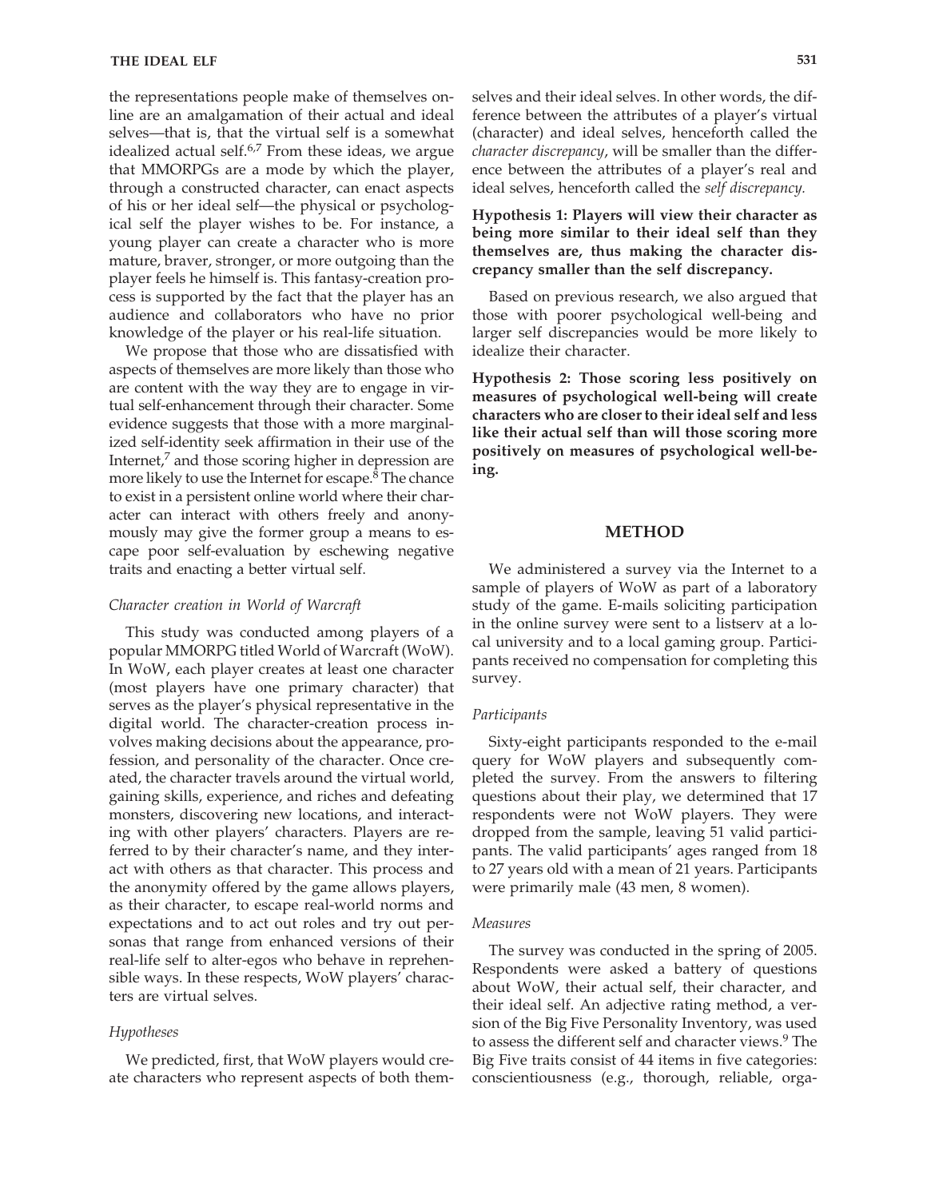the representations people make of themselves online are an amalgamation of their actual and ideal selves—that is, that the virtual self is a somewhat idealized actual self.[6,7] From these ideas, we argue that MMORPGs are a mode by which the player, through a constructed character, can enact aspects of his or her ideal self—the physical or psychological self the player wishes to be. For instance, a young player can create a character who is more mature, braver, stronger, or more outgoing than the player feels he himself is. This fantasy-creation process is supported by the fact that the player has an audience and collaborators who have no prior knowledge of the player or his real-life situation.

We propose that those who are dissatisfied with aspects of themselves are more likely than those who are content with the way they are to engage in virtual self-enhancement through their character. Some evidence suggests that those with a more marginalized self-identity seek affirmation in their use of the Internet,[7] and those scoring higher in depression are more likely to use the Internet for escape.[8] The chance to exist in a persistent online world where their character can interact with others freely and anonymously may give the former group a means to escape poor self-evaluation by eschewing negative traits and enacting a better virtual self.

### *Character creation in World of Warcraft*

This study was conducted among players of a popular MMORPG titled World of Warcraft (WoW). In WoW, each player creates at least one character (most players have one primary character) that serves as the player's physical representative in the digital world. The character-creation process involves making decisions about the appearance, profession, and personality of the character. Once created, the character travels around the virtual world, gaining skills, experience, and riches and defeating monsters, discovering new locations, and interacting with other players' characters. Players are referred to by their character's name, and they interact with others as that character. This process and the anonymity offered by the game allows players, as their character, to escape real-world norms and expectations and to act out roles and try out personas that range from enhanced versions of their real-life self to alter-egos who behave in reprehensible ways. In these respects, WoW players' characters are virtual selves.

### *Hypotheses*

We predicted, first, that WoW players would create characters who represent aspects of both themselves and their ideal selves. In other words, the difference between the attributes of a player's virtual (character) and ideal selves, henceforth called the *character discrepancy*, will be smaller than the difference between the attributes of a player's real and ideal selves, henceforth called the *self discrepancy.*

**Hypothesis 1: Players will view their character as being more similar to their ideal self than they themselves are, thus making the character discrepancy smaller than the self discrepancy.**

Based on previous research, we also argued that those with poorer psychological well-being and larger self discrepancies would be more likely to idealize their character.

**Hypothesis 2: Those scoring less positively on measures of psychological well-being will create characters who are closer to their ideal self and less like their actual self than will those scoring more positively on measures of psychological well-being.**

## METHOD

We administered a survey via the Internet to a sample of players of WoW as part of a laboratory study of the game. E-mails soliciting participation in the online survey were sent to a listserv at a local university and to a local gaming group. Participants received no compensation for completing this survey.

### *Participants*

Sixty-eight participants responded to the e-mail query for WoW players and subsequently completed the survey. From the answers to filtering questions about their play, we determined that 17 respondents were not WoW players. They were dropped from the sample, leaving 51 valid participants. The valid participants' ages ranged from 18 to 27 years old with a mean of 21 years. Participants were primarily male (43 men, 8 women).

### *Measures*

The survey was conducted in the spring of 2005. Respondents were asked a battery of questions about WoW, their actual self, their character, and their ideal self. An adjective rating method, a version of the Big Five Personality Inventory, was used to assess the different self and character views.[9] The Big Five traits consist of 44 items in five categories: conscientiousness (e.g., thorough, reliable, orga-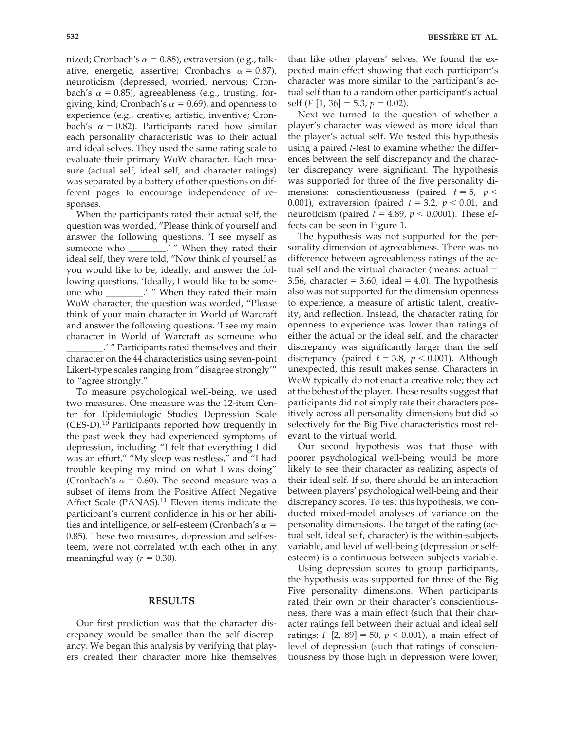nized; Cronbach's $\alpha = 0.88$), extraversion (e.g., talkative, energetic, assertive; Cronbach's $\alpha = 0.87$), neuroticism (depressed, worried, nervous; Cronbach's $\alpha = 0.85$), agreeableness (e.g., trusting, forgiving, kind; Cronbach's $\alpha = 0.69$), and openness to experience (e.g., creative, artistic, inventive; Cronbach's $\alpha = 0.82$). Participants rated how similar each personality characteristic was to their actual and ideal selves. They used the same rating scale to evaluate their primary WoW character. Each measure (actual self, ideal self, and character ratings) was separated by a battery of other questions on different pages to encourage independence of responses.

When the participants rated their actual self, the question was worded, "Please think of yourself and answer the following questions. 'I see myself as someone who ________.' " When they rated their ideal self, they were told, "Now think of yourself as you would like to be, ideally, and answer the following questions. 'Ideally, I would like to be someone who ________.' " When they rated their main WoW character, the question was worded, "Please think of your main character in World of Warcraft and answer the following questions. 'I see my main character in World of Warcraft as someone who ________.' " Participants rated themselves and their character on the 44 characteristics using seven-point Likert-type scales ranging from "disagree strongly'" to "agree strongly."

To measure psychological well-being, we used two measures. One measure was the 12-item Center for Epidemiologic Studies Depression Scale (CES-D).[10] Participants reported how frequently in the past week they had experienced symptoms of depression, including "I felt that everything I did was an effort," "My sleep was restless," and "I had trouble keeping my mind on what I was doing" (Cronbach's $\alpha = 0.60$). The second measure was a subset of items from the Positive Affect Negative Affect Scale (PANAS).[11] Eleven items indicate the participant's current confidence in his or her abilities and intelligence, or self-esteem (Cronbach's $\alpha = 0.85$). These two measures, depression and self-esteem, were not correlated with each other in any meaningful way ($r = 0.30$).

## RESULTS

Our first prediction was that the character discrepancy would be smaller than the self discrepancy. We began this analysis by verifying that players created their character more like themselves than like other players' selves. We found the expected main effect showing that each participant's character was more similar to the participant's actual self than to a random other participant's actual self ($F$ [1, 36] = 5.3, $p = 0.02$).

Next we turned to the question of whether a player's character was viewed as more ideal than the player's actual self. We tested this hypothesis using a paired $t$-test to examine whether the differences between the self discrepancy and the character discrepancy were significant. The hypothesis was supported for three of the five personality dimensions: conscientiousness (paired $t = 5$, $p < 0.001$), extraversion (paired $t = 3.2$, $p < 0.01$, and neuroticism (paired $t = 4.89$, $p < 0.0001$). These effects can be seen in Figure 1.

The hypothesis was not supported for the personality dimension of agreeableness. There was no difference between agreeableness ratings of the actual self and the virtual character (means: actual = 3.56, character = 3.60, ideal = 4.0). The hypothesis also was not supported for the dimension openness to experience, a measure of artistic talent, creativity, and reflection. Instead, the character rating for openness to experience was lower than ratings of either the actual or the ideal self, and the character discrepancy was significantly larger than the self discrepancy (paired $t = 3.8$, $p < 0.001$). Although unexpected, this result makes sense. Characters in WoW typically do not enact a creative role; they act at the behest of the player. These results suggest that participants did not simply rate their characters positively across all personality dimensions but did so selectively for the Big Five characteristics most relevant to the virtual world.

Our second hypothesis was that those with poorer psychological well-being would be more likely to see their character as realizing aspects of their ideal self. If so, there should be an interaction between players' psychological well-being and their discrepancy scores. To test this hypothesis, we conducted mixed-model analyses of variance on the personality dimensions. The target of the rating (actual self, ideal self, character) is the within-subjects variable, and level of well-being (depression or self-esteem) is a continuous between-subjects variable.

Using depression scores to group participants, the hypothesis was supported for three of the Big Five personality dimensions. When participants rated their own or their character's conscientiousness, there was a main effect (such that their character ratings fell between their actual and ideal self ratings; $F$ [2, 89] = 50, $p < 0.001$), a main effect of level of depression (such that ratings of conscientiousness by those high in depression were lower;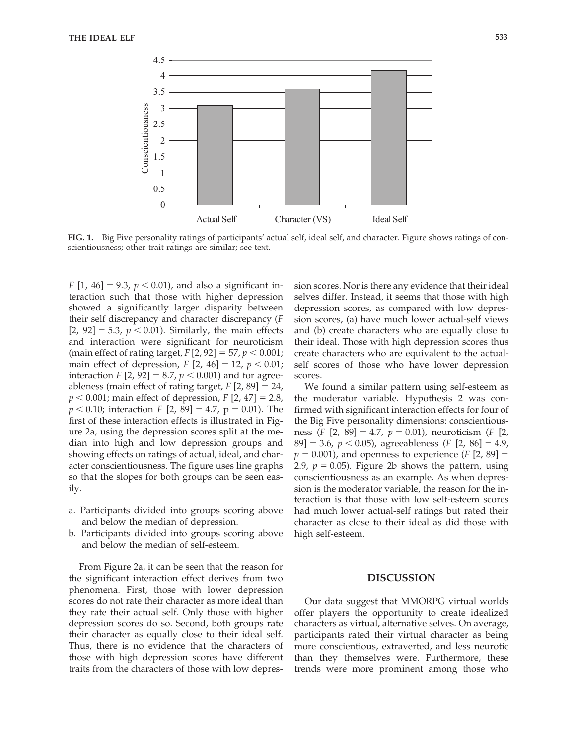FIG. 1. Big Five personality ratings of participants' actual self, ideal self, and character. Figure shows ratings of conscientiousness; other trait ratings are similar; see text.

$F$ [1, 46] = 9.3, $p < 0.01$), and also a significant interaction such that those with higher depression showed a significantly larger disparity between their self discrepancy and character discrepancy ($F$ [2, 92] = 5.3, $p < 0.01$). Similarly, the main effects and interaction were significant for neuroticism (main effect of rating target, $F$ [2, 92] = 57, $p < 0.001$; main effect of depression, $F$ [2, 46] = 12, $p < 0.01$; interaction $F$ [2, 92] = 8.7, $p < 0.001$) and for agreeableness (main effect of rating target, $F$ [2, 89] = 24, $p < 0.001$; main effect of depression, $F$ [2, 47] = 2.8, $p < 0.10$; interaction $F$ [2, 89] = 4.7, $p = 0.01$). The first of these interaction effects is illustrated in Figure 2a, using the depression scores split at the median into high and low depression groups and showing effects on ratings of actual, ideal, and character conscientiousness. The figure uses line graphs so that the slopes for both groups can be seen easily.

a. Participants divided into groups scoring above and below the median of depression.
b. Participants divided into groups scoring above and below the median of self-esteem.

From Figure 2a, it can be seen that the reason for the significant interaction effect derives from two phenomena. First, those with lower depression scores do not rate their character as more ideal than they rate their actual self. Only those with higher depression scores do so. Second, both groups rate their character as equally close to their ideal self. Thus, there is no evidence that the characters of those with high depression scores have different traits from the characters of those with low depression scores. Nor is there any evidence that their ideal selves differ. Instead, it seems that those with high depression scores, as compared with low depression scores, (a) have much lower actual-self views and (b) create characters who are equally close to their ideal. Those with high depression scores thus create characters who are equivalent to the actual-self scores of those who have lower depression scores.

We found a similar pattern using self-esteem as the moderator variable. Hypothesis 2 was confirmed with significant interaction effects for four of the Big Five personality dimensions: conscientiousness ($F$ [2, 89] = 4.7, $p = 0.01$), neuroticism ($F$ [2, 89] = 3.6, $p < 0.05$), agreeableness ($F$ [2, 86] = 4.9, $p = 0.001$), and openness to experience ($F$ [2, 89] = 2.9, $p = 0.05$). Figure 2b shows the pattern, using conscientiousness as an example. As when depression is the moderator variable, the reason for the interaction is that those with low self-esteem scores had much lower actual-self ratings but rated their character as close to their ideal as did those with high self-esteem.

## DISCUSSION

Our data suggest that MMORPG virtual worlds offer players the opportunity to create idealized characters as virtual, alternative selves. On average, participants rated their virtual character as being more conscientious, extraverted, and less neurotic than they themselves were. Furthermore, these trends were more prominent among those who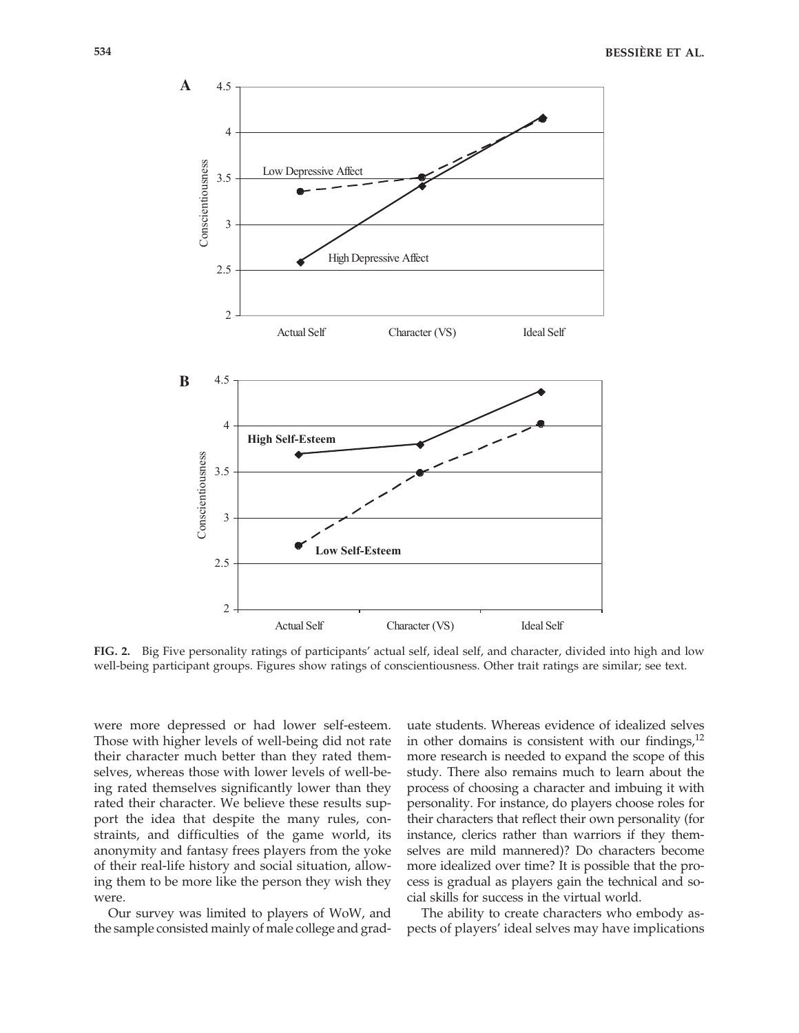**FIG. 2.** Big Five personality ratings of participants' actual self, ideal self, and character, divided into high and low well-being participant groups. Figures show ratings of conscientiousness. Other trait ratings are similar; see text.

were more depressed or had lower self-esteem. Those with higher levels of well-being did not rate their character much better than they rated themselves, whereas those with lower levels of well-being rated themselves significantly lower than they rated their character. We believe these results support the idea that despite the many rules, constraints, and difficulties of the game world, its anonymity and fantasy frees players from the yoke of their real-life history and social situation, allowing them to be more like the person they wish they were.

Our survey was limited to players of WoW, and the sample consisted mainly of male college and graduate students. Whereas evidence of idealized selves in other domains is consistent with our findings,[12] more research is needed to expand the scope of this study. There also remains much to learn about the process of choosing a character and imbuing it with personality. For instance, do players choose roles for their characters that reflect their own personality (for instance, clerics rather than warriors if they themselves are mild mannered)? Do characters become more idealized over time? It is possible that the process is gradual as players gain the technical and social skills for success in the virtual world.

The ability to create characters who embody aspects of players' ideal selves may have implications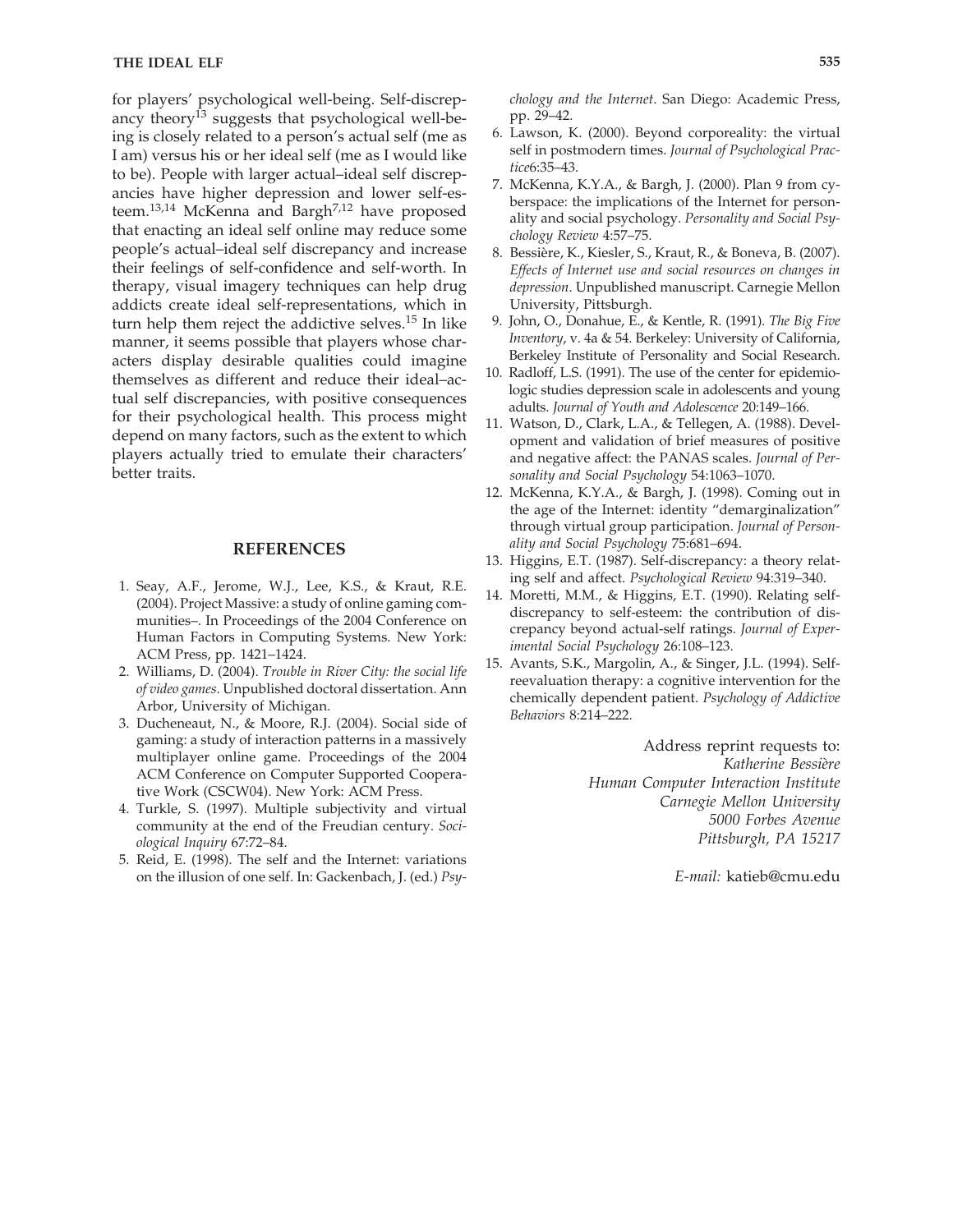for players' psychological well-being. Self-discrepancy theory[13] suggests that psychological well-being is closely related to a person's actual self (me as I am) versus his or her ideal self (me as I would like to be). People with larger actual–ideal self discrepancies have higher depression and lower self-esteem.[13,14] McKenna and Bargh[7,12] have proposed that enacting an ideal self online may reduce some people's actual–ideal self discrepancy and increase their feelings of self-confidence and self-worth. In therapy, visual imagery techniques can help drug addicts create ideal self-representations, which in turn help them reject the addictive selves.[15] In like manner, it seems possible that players whose characters display desirable qualities could imagine themselves as different and reduce their ideal–actual self discrepancies, with positive consequences for their psychological health. This process might depend on many factors, such as the extent to which players actually tried to emulate their characters' better traits.

## REFERENCES

1. Seay, A.F., Jerome, W.J., Lee, K.S., & Kraut, R.E. (2004). Project Massive: a study of online gaming communities–. In Proceedings of the 2004 Conference on Human Factors in Computing Systems. New York: ACM Press, pp. 1421–1424.
2. Williams, D. (2004). *Trouble in River City: the social life of video games*. Unpublished doctoral dissertation. Ann Arbor, University of Michigan.
3. Ducheneaut, N., & Moore, R.J. (2004). Social side of gaming: a study of interaction patterns in a massively multiplayer online game. Proceedings of the 2004 ACM Conference on Computer Supported Cooperative Work (CSCW04). New York: ACM Press.
4. Turkle, S. (1997). Multiple subjectivity and virtual community at the end of the Freudian century. *Sociological Inquiry* 67:72–84.
5. Reid, E. (1998). The self and the Internet: variations on the illusion of one self. In: Gackenbach, J. (ed.) *Psychology and the Internet*. San Diego: Academic Press, pp. 29–42.
6. Lawson, K. (2000). Beyond corporeality: the virtual self in postmodern times. *Journal of Psychological Practice*6:35–43.
7. McKenna, K.Y.A., & Bargh, J. (2000). Plan 9 from cyberspace: the implications of the Internet for personality and social psychology. *Personality and Social Psychology Review* 4:57–75.
8. Bessière, K., Kiesler, S., Kraut, R., & Boneva, B. (2007). *Effects of Internet use and social resources on changes in depression*. Unpublished manuscript. Carnegie Mellon University, Pittsburgh.
9. John, O., Donahue, E., & Kentle, R. (1991). *The Big Five Inventory*, v. 4a & 54. Berkeley: University of California, Berkeley Institute of Personality and Social Research.
10. Radloff, L.S. (1991). The use of the center for epidemiologic studies depression scale in adolescents and young adults. *Journal of Youth and Adolescence* 20:149–166.
11. Watson, D., Clark, L.A., & Tellegen, A. (1988). Development and validation of brief measures of positive and negative affect: the PANAS scales. *Journal of Personality and Social Psychology* 54:1063–1070.
12. McKenna, K.Y.A., & Bargh, J. (1998). Coming out in the age of the Internet: identity "demarginalization" through virtual group participation. *Journal of Personality and Social Psychology* 75:681–694.
13. Higgins, E.T. (1987). Self-discrepancy: a theory relating self and affect. *Psychological Review* 94:319–340.
14. Moretti, M.M., & Higgins, E.T. (1990). Relating self-discrepancy to self-esteem: the contribution of discrepancy beyond actual-self ratings. *Journal of Experimental Social Psychology* 26:108–123.
15. Avants, S.K., Margolin, A., & Singer, J.L. (1994). Self-reevaluation therapy: a cognitive intervention for the chemically dependent patient. *Psychology of Addictive Behaviors* 8:214–222.

Address reprint requests to:
*Katherine Bessière*
*Human Computer Interaction Institute*
*Carnegie Mellon University*
*5000 Forbes Avenue*
*Pittsburgh, PA 15217*

*E-mail:* katieb@cmu.edu